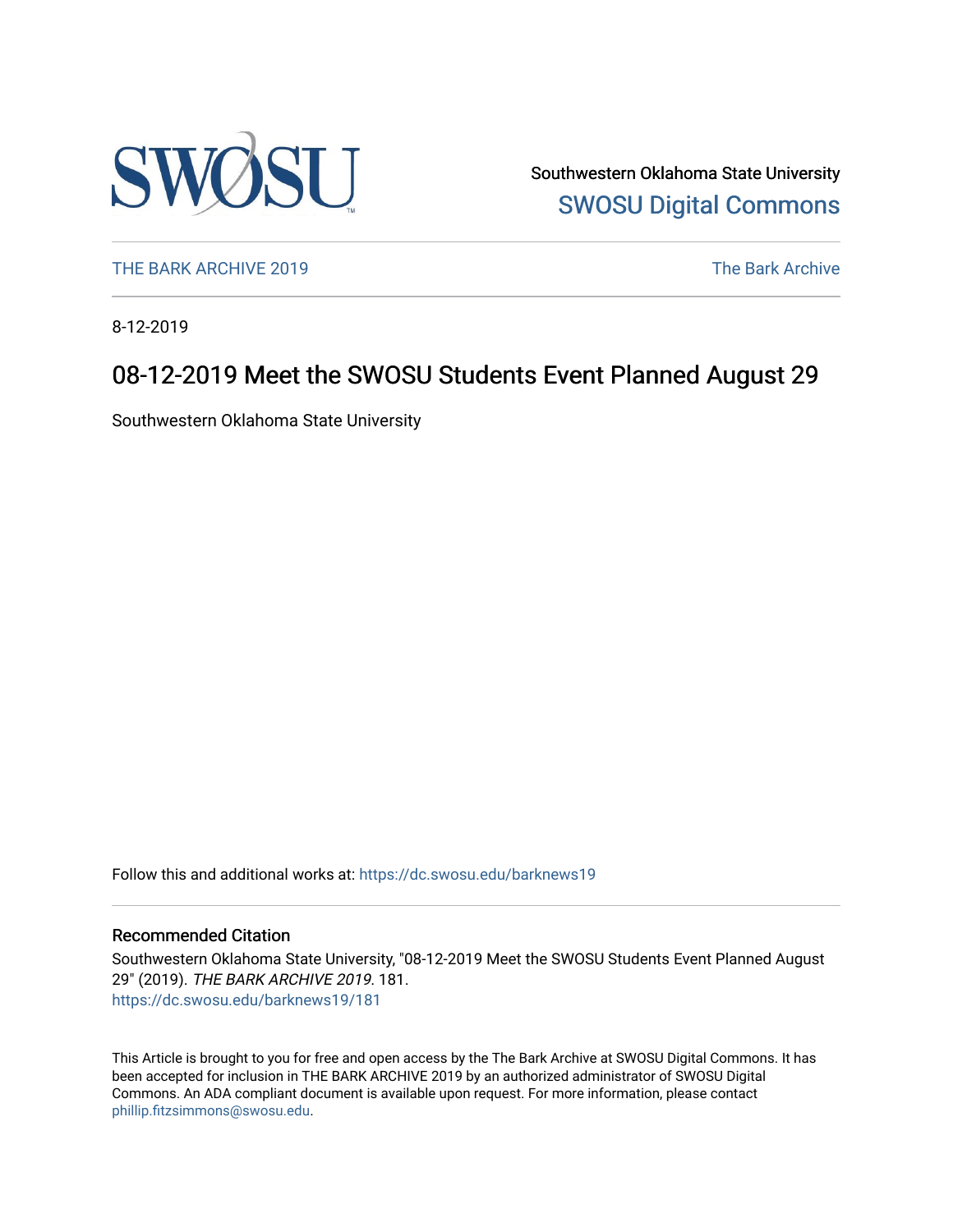Southwestern Oklahoma State University
SWOSU Digital Commons

THE BARK ARCHIVE 2019 | The Bark Archive

8-12-2019

# 08-12-2019 Meet the SWOSU Students Event Planned August 29

Southwestern Oklahoma State University

Follow this and additional works at: https://dc.swosu.edu/barknews19

## Recommended Citation

Southwestern Oklahoma State University, "08-12-2019 Meet the SWOSU Students Event Planned August 29" (2019). *THE BARK ARCHIVE 2019*. 181.
https://dc.swosu.edu/barknews19/181

This Article is brought to you for free and open access by the The Bark Archive at SWOSU Digital Commons. It has been accepted for inclusion in THE BARK ARCHIVE 2019 by an authorized administrator of SWOSU Digital Commons. An ADA compliant document is available upon request. For more information, please contact phillip.fitzsimmons@swosu.edu.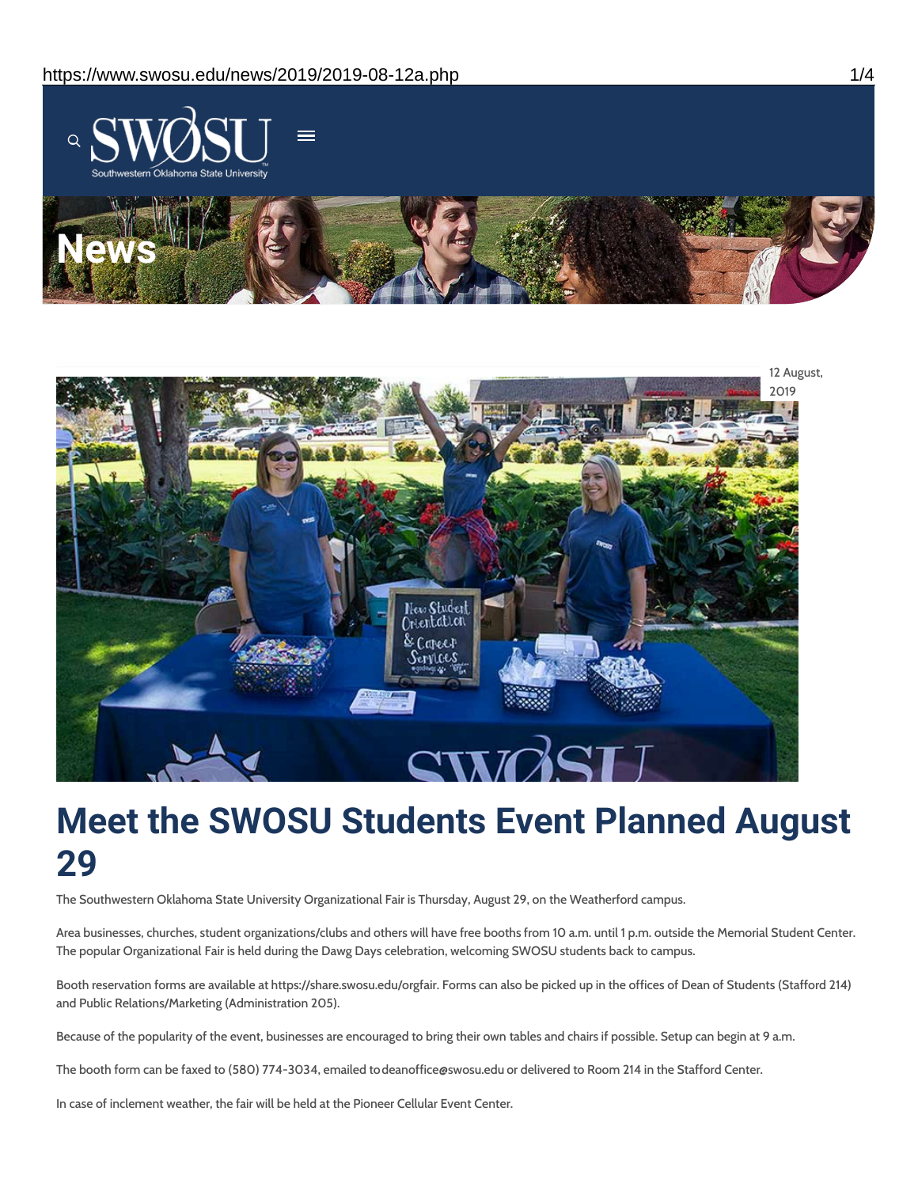# News

12 August, 2019

# Meet the SWOSU Students Event Planned August 29

The Southwestern Oklahoma State University Organizational Fair is Thursday, August 29, on the Weatherford campus.

Area businesses, churches, student organizations/clubs and others will have free booths from 10 a.m. until 1 p.m. outside the Memorial Student Center. The popular Organizational Fair is held during the Dawg Days celebration, welcoming SWOSU students back to campus.

Booth reservation forms are available at https://share.swosu.edu/orgfair. Forms can also be picked up in the offices of Dean of Students (Stafford 214) and Public Relations/Marketing (Administration 205).

Because of the popularity of the event, businesses are encouraged to bring their own tables and chairs if possible. Setup can begin at 9 a.m.

The booth form can be faxed to (580) 774-3034, emailed to deanoffice@swosu.edu or delivered to Room 214 in the Stafford Center.

In case of inclement weather, the fair will be held at the Pioneer Cellular Event Center.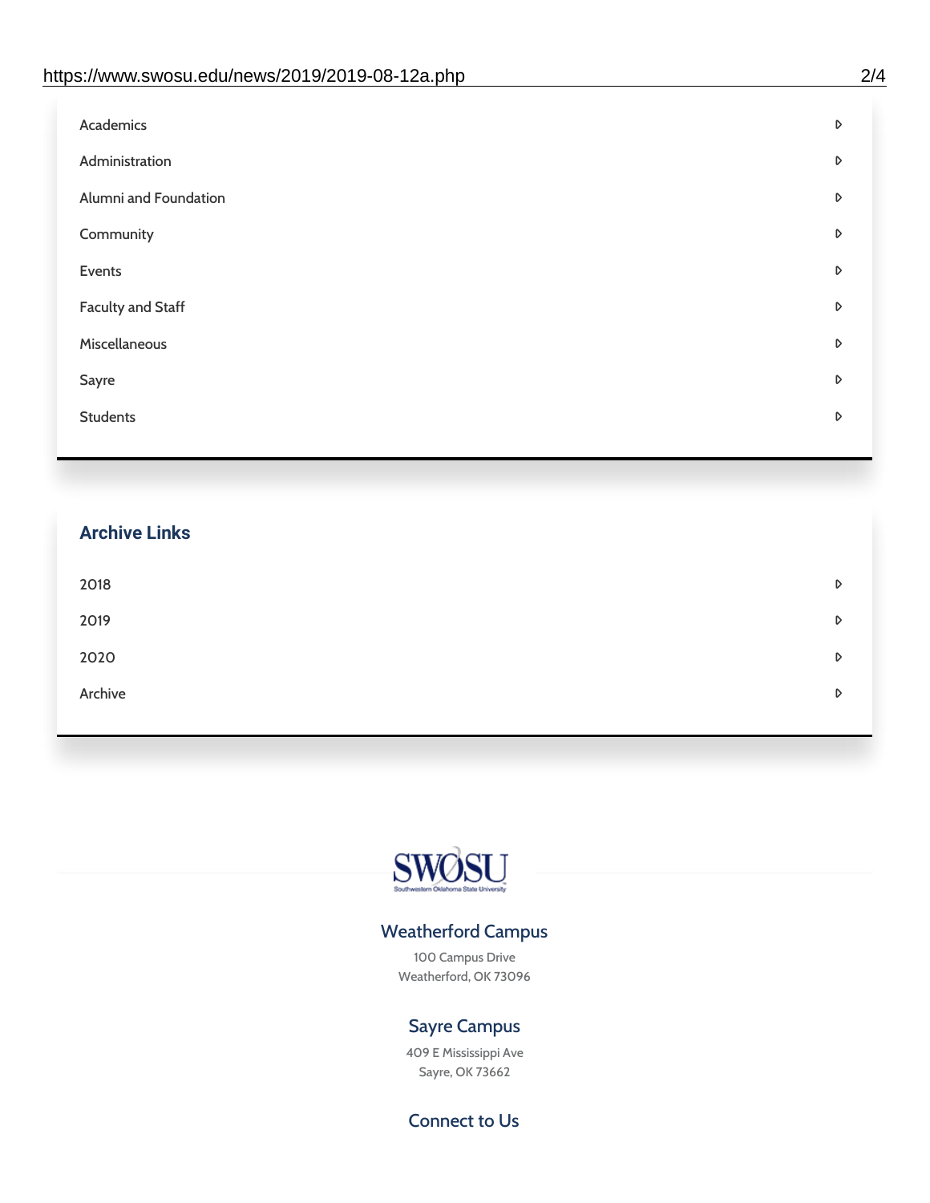- Academics
- Administration
- Alumni and Foundation
- Community
- Events
- Faculty and Staff
- Miscellaneous
- Sayre
- Students

## Archive Links

- 2018
- 2019
- 2020
- Archive

SWOSU

Southwestern Oklahoma State University

### Weatherford Campus

100 Campus Drive
Weatherford, OK 73096

### Sayre Campus

409 E Mississippi Ave
Sayre, OK 73662

### Connect to Us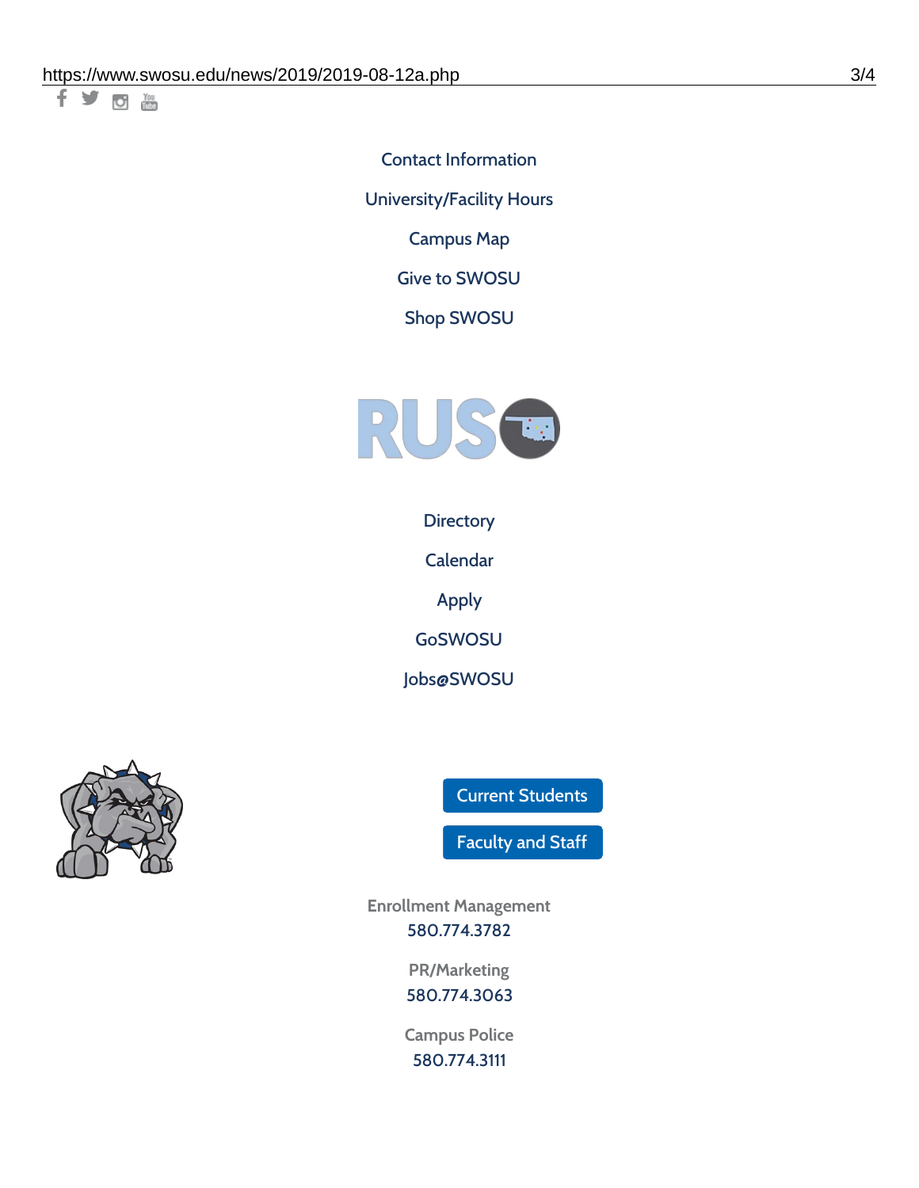Contact Information

University/Facility Hours

Campus Map

Give to SWOSU

Shop SWOSU

Directory

Calendar

Apply

GoSWOSU

Jobs@SWOSU

Current Students

Faculty and Staff

Enrollment Management
580.774.3782

PR/Marketing
580.774.3063

Campus Police
580.774.3111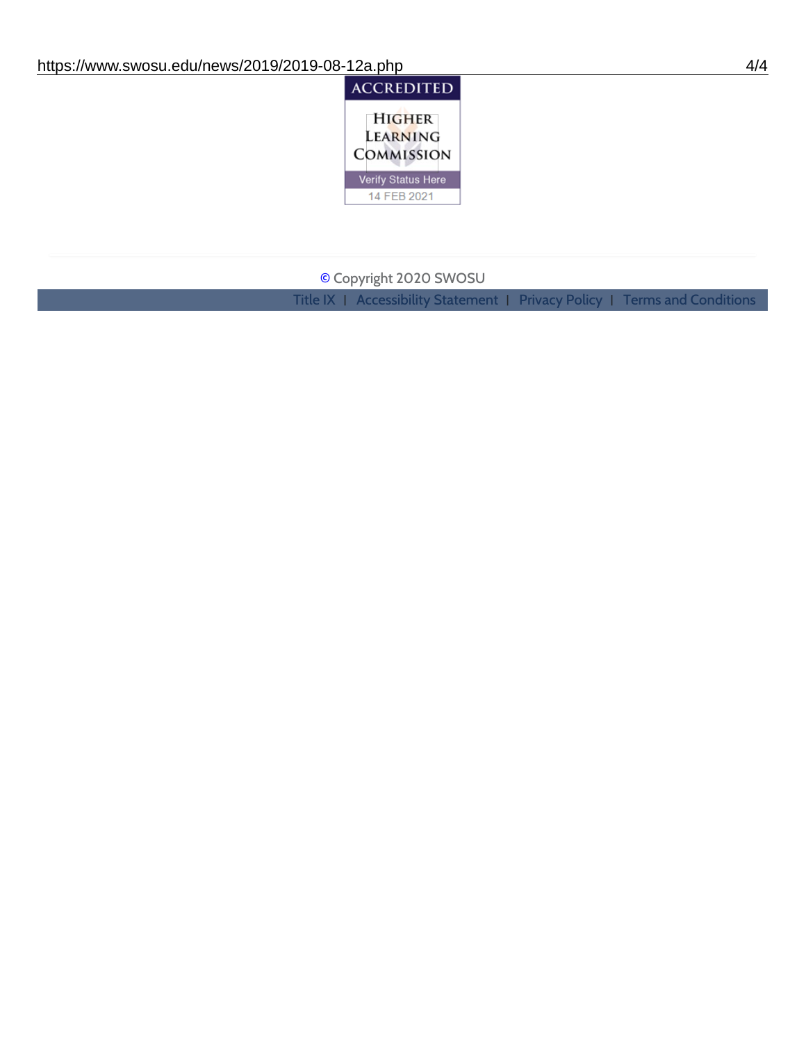ACCREDITED

HIGHER LEARNING COMMISSION

Verify Status Here

14 FEB 2021

© Copyright 2020 SWOSU

Title IX | Accessibility Statement | Privacy Policy | Terms and Conditions